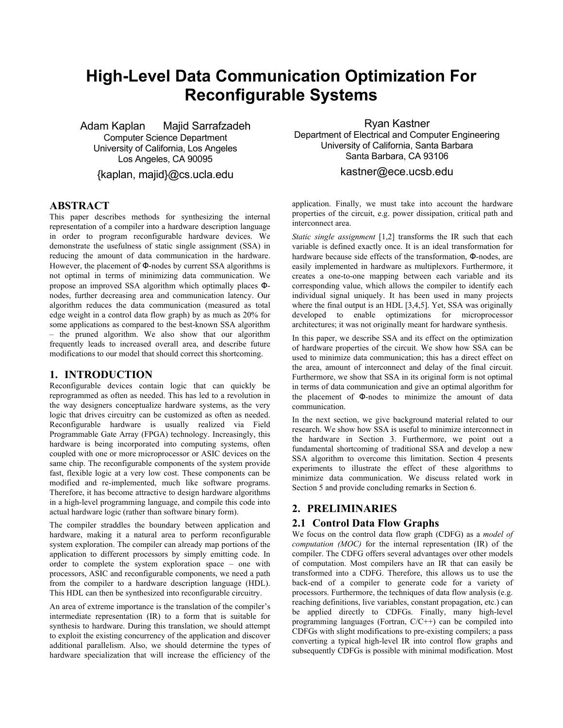# High-Level Data Communication Optimization For Reconfigurable Systems

Adam Kaplan    Majid Sarrafzadeh
Computer Science Department
University of California, Los Angeles
Los Angeles, CA 90095
{kaplan, majid}@cs.ucla.edu

Ryan Kastner
Department of Electrical and Computer Engineering
University of California, Santa Barbara
Santa Barbara, CA 93106
kastner@ece.ucsb.edu

## ABSTRACT

This paper describes methods for synthesizing the internal representation of a compiler into a hardware description language in order to program reconfigurable hardware devices. We demonstrate the usefulness of static single assignment (SSA) in reducing the amount of data communication in the hardware. However, the placement of Φ-nodes by current SSA algorithms is not optimal in terms of minimizing data communication. We propose an improved SSA algorithm which optimally places Φ-nodes, further decreasing area and communication latency. Our algorithm reduces the data communication (measured as total edge weight in a control data flow graph) by as much as 20% for some applications as compared to the best-known SSA algorithm – the pruned algorithm. We also show that our algorithm frequently leads to increased overall area, and describe future modifications to our model that should correct this shortcoming.

## 1. INTRODUCTION

Reconfigurable devices contain logic that can quickly be reprogrammed as often as needed. This has led to a revolution in the way designers conceptualize hardware systems, as the very logic that drives circuitry can be customized as often as needed. Reconfigurable hardware is usually realized via Field Programmable Gate Array (FPGA) technology. Increasingly, this hardware is being incorporated into computing systems, often coupled with one or more microprocessor or ASIC devices on the same chip. The reconfigurable components of the system provide fast, flexible logic at a very low cost. These components can be modified and re-implemented, much like software programs. Therefore, it has become attractive to design hardware algorithms in a high-level programming language, and compile this code into actual hardware logic (rather than software binary form).

The compiler straddles the boundary between application and hardware, making it a natural area to perform reconfigurable system exploration. The compiler can already map portions of the application to different processors by simply emitting code. In order to complete the system exploration space – one with processors, ASIC and reconfigurable components, we need a path from the compiler to a hardware description language (HDL). This HDL can then be synthesized into reconfigurable circuitry.

An area of extreme importance is the translation of the compiler's intermediate representation (IR) to a form that is suitable for synthesis to hardware. During this translation, we should attempt to exploit the existing concurrency of the application and discover additional parallelism. Also, we should determine the types of hardware specialization that will increase the efficiency of the application. Finally, we must take into account the hardware properties of the circuit, e.g. power dissipation, critical path and interconnect area.

*Static single assignment* [1,2] transforms the IR such that each variable is defined exactly once. It is an ideal transformation for hardware because side effects of the transformation, Φ-nodes, are easily implemented in hardware as multiplexors. Furthermore, it creates a one-to-one mapping between each variable and its corresponding value, which allows the compiler to identify each individual signal uniquely. It has been used in many projects where the final output is an HDL [3,4,5]. Yet, SSA was originally developed to enable optimizations for microprocessor architectures; it was not originally meant for hardware synthesis.

In this paper, we describe SSA and its effect on the optimization of hardware properties of the circuit. We show how SSA can be used to minimize data communication; this has a direct effect on the area, amount of interconnect and delay of the final circuit. Furthermore, we show that SSA in its original form is not optimal in terms of data communication and give an optimal algorithm for the placement of Φ-nodes to minimize the amount of data communication.

In the next section, we give background material related to our research. We show how SSA is useful to minimize interconnect in the hardware in Section 3. Furthermore, we point out a fundamental shortcoming of traditional SSA and develop a new SSA algorithm to overcome this limitation. Section 4 presents experiments to illustrate the effect of these algorithms to minimize data communication. We discuss related work in Section 5 and provide concluding remarks in Section 6.

## 2. PRELIMINARIES

### 2.1 Control Data Flow Graphs

We focus on the control data flow graph (CDFG) as a *model of computation (MOC)* for the internal representation (IR) of the compiler. The CDFG offers several advantages over other models of computation. Most compilers have an IR that can easily be transformed into a CDFG. Therefore, this allows us to use the back-end of a compiler to generate code for a variety of processors. Furthermore, the techniques of data flow analysis (e.g. reaching definitions, live variables, constant propagation, etc.) can be applied directly to CDFGs. Finally, many high-level programming languages (Fortran, C/C++) can be compiled into CDFGs with slight modifications to pre-existing compilers; a pass converting a typical high-level IR into control flow graphs and subsequently CDFGs is possible with minimal modification. Most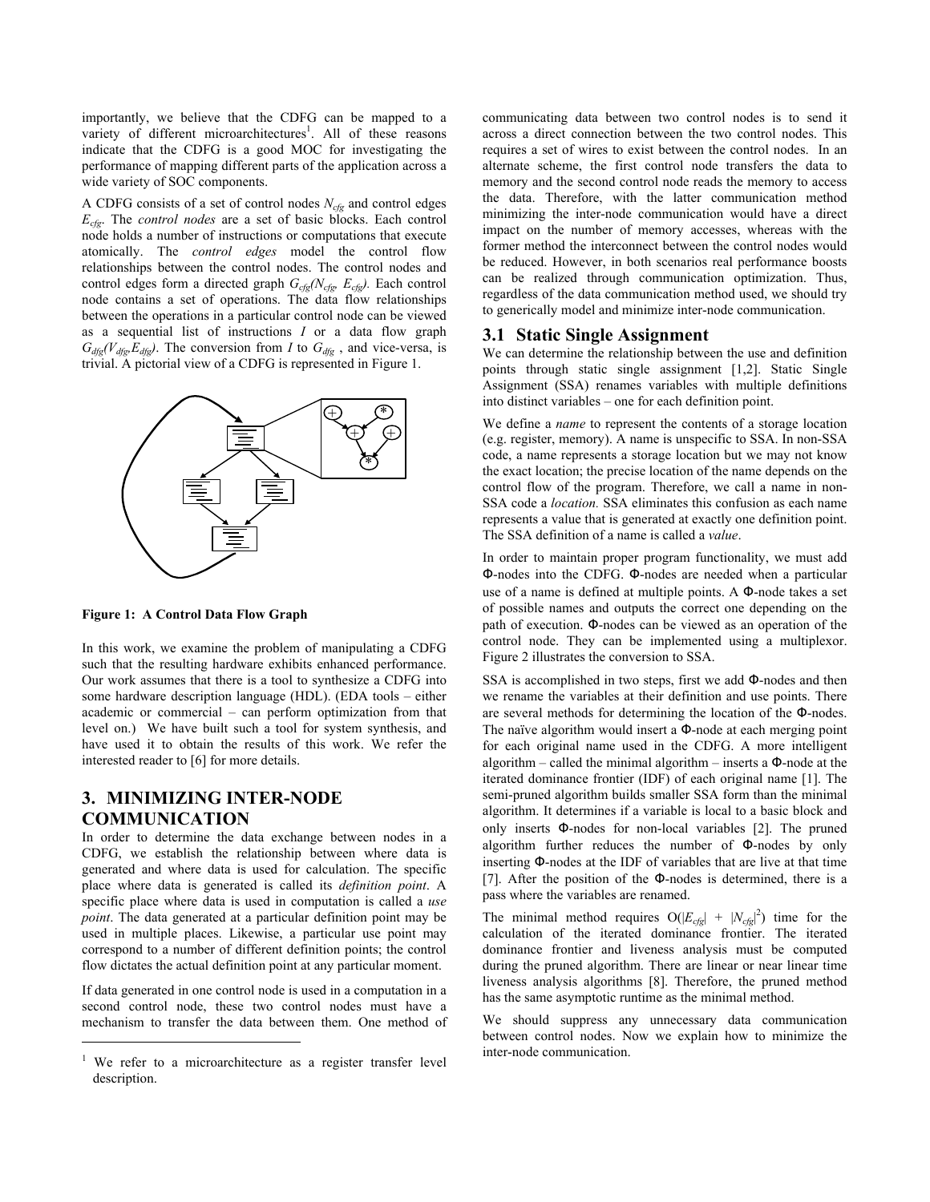importantly, we believe that the CDFG can be mapped to a variety of different microarchitectures[1]. All of these reasons indicate that the CDFG is a good MOC for investigating the performance of mapping different parts of the application across a wide variety of SOC components.

A CDFG consists of a set of control nodes $N_{cfg}$ and control edges $E_{cfg}$. The *control nodes* are a set of basic blocks. Each control node holds a number of instructions or computations that execute atomically. The *control edges* model the control flow relationships between the control nodes. The control nodes and control edges form a directed graph $G_{cfg}(N_{cfg}, E_{cfg})$. Each control node contains a set of operations. The data flow relationships between the operations in a particular control node can be viewed as a sequential list of instructions $I$ or a data flow graph $G_{dfg}(V_{dfg},E_{dfg})$. The conversion from $I$ to $G_{dfg}$ , and vice-versa, is trivial. A pictorial view of a CDFG is represented in Figure 1.

**Figure 1: A Control Data Flow Graph**

In this work, we examine the problem of manipulating a CDFG such that the resulting hardware exhibits enhanced performance. Our work assumes that there is a tool to synthesize a CDFG into some hardware description language (HDL). (EDA tools – either academic or commercial – can perform optimization from that level on.) We have built such a tool for system synthesis, and have used it to obtain the results of this work. We refer the interested reader to [6] for more details.

## 3. MINIMIZING INTER-NODE COMMUNICATION

In order to determine the data exchange between nodes in a CDFG, we establish the relationship between where data is generated and where data is used for calculation. The specific place where data is generated is called its *definition point*. A specific place where data is used in computation is called a *use point*. The data generated at a particular definition point may be used in multiple places. Likewise, a particular use point may correspond to a number of different definition points; the control flow dictates the actual definition point at any particular moment.

If data generated in one control node is used in a computation in a second control node, these two control nodes must have a mechanism to transfer the data between them. One method of communicating data between two control nodes is to send it across a direct connection between the two control nodes. This requires a set of wires to exist between the control nodes. In an alternate scheme, the first control node transfers the data to memory and the second control node reads the memory to access the data. Therefore, with the latter communication method minimizing the inter-node communication would have a direct impact on the number of memory accesses, whereas with the former method the interconnect between the control nodes would be reduced. However, in both scenarios real performance boosts can be realized through communication optimization. Thus, regardless of the data communication method used, we should try to generically model and minimize inter-node communication.

### 3.1 Static Single Assignment

We can determine the relationship between the use and definition points through static single assignment [1,2]. Static Single Assignment (SSA) renames variables with multiple definitions into distinct variables – one for each definition point.

We define a *name* to represent the contents of a storage location (e.g. register, memory). A name is unspecific to SSA. In non-SSA code, a name represents a storage location but we may not know the exact location; the precise location of the name depends on the control flow of the program. Therefore, we call a name in non-SSA code a *location*. SSA eliminates this confusion as each name represents a value that is generated at exactly one definition point. The SSA definition of a name is called a *value*.

In order to maintain proper program functionality, we must add Φ-nodes into the CDFG. Φ-nodes are needed when a particular use of a name is defined at multiple points. A Φ-node takes a set of possible names and outputs the correct one depending on the path of execution. Φ-nodes can be viewed as an operation of the control node. They can be implemented using a multiplexor. Figure 2 illustrates the conversion to SSA.

SSA is accomplished in two steps, first we add Φ-nodes and then we rename the variables at their definition and use points. There are several methods for determining the location of the Φ-nodes. The naïve algorithm would insert a Φ-node at each merging point for each original name used in the CDFG. A more intelligent algorithm – called the minimal algorithm – inserts a Φ-node at the iterated dominance frontier (IDF) of each original name [1]. The semi-pruned algorithm builds smaller SSA form than the minimal algorithm. It determines if a variable is local to a basic block and only inserts Φ-nodes for non-local variables [2]. The pruned algorithm further reduces the number of Φ-nodes by only inserting Φ-nodes at the IDF of variables that are live at that time [7]. After the position of the Φ-nodes is determined, there is a pass where the variables are renamed.

The minimal method requires $O(|E_{cfg}| + |N_{cfg}|^2)$ time for the calculation of the iterated dominance frontier. The iterated dominance frontier and liveness analysis must be computed during the pruned algorithm. There are linear or near linear time liveness analysis algorithms [8]. Therefore, the pruned method has the same asymptotic runtime as the minimal method.

We should suppress any unnecessary data communication between control nodes. Now we explain how to minimize the inter-node communication.

[1] We refer to a microarchitecture as a register transfer level description.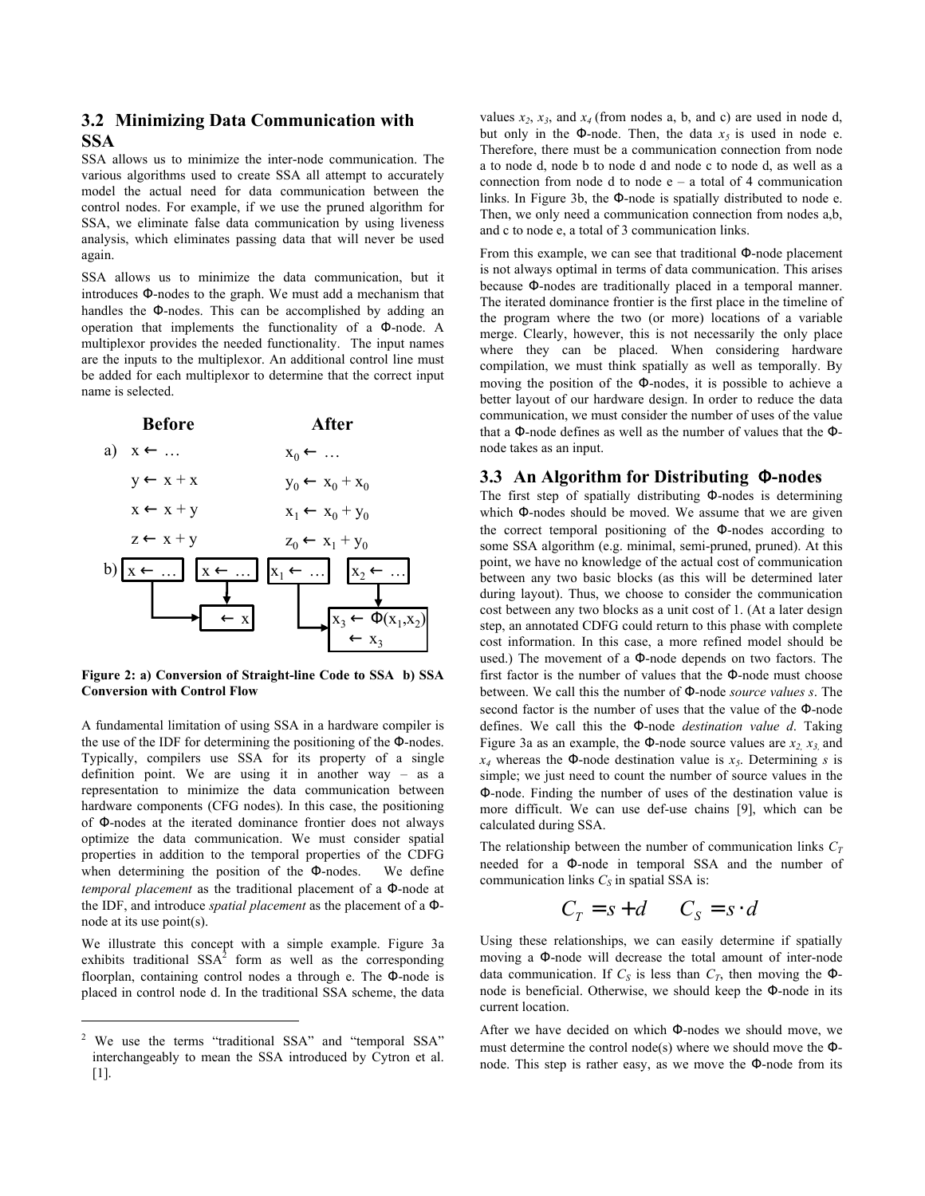## 3.2 Minimizing Data Communication with SSA

SSA allows us to minimize the inter-node communication. The various algorithms used to create SSA all attempt to accurately model the actual need for data communication between the control nodes. For example, if we use the pruned algorithm for SSA, we eliminate false data communication by using liveness analysis, which eliminates passing data that will never be used again.

SSA allows us to minimize the data communication, but it introduces Φ-nodes to the graph. We must add a mechanism that handles the Φ-nodes. This can be accomplished by adding an operation that implements the functionality of a Φ-node. A multiplexor provides the needed functionality. The input names are the inputs to the multiplexor. An additional control line must be added for each multiplexor to determine that the correct input name is selected.

| | Before | After |
|---|---|---|
| a) | $x \leftarrow \ldots$ | $x_0 \leftarrow \ldots$ |
| | $y \leftarrow x + x$ | $y_0 \leftarrow x_0 + x_0$ |
| | $x \leftarrow x + y$ | $x_1 \leftarrow x_0 + y_0$ |
| | $z \leftarrow x + y$ | $z_0 \leftarrow x_1 + y_0$ |
| b) | $x \leftarrow \ldots$ ; $x \leftarrow \ldots$ → $\leftarrow x$ | $x_1 \leftarrow \ldots$ ; $x_2 \leftarrow \ldots$ → $x_3 \leftarrow \Phi(x_1,x_2)$ ; $\leftarrow x_3$ |

**Figure 2: a) Conversion of Straight-line Code to SSA b) SSA Conversion with Control Flow**

A fundamental limitation of using SSA in a hardware compiler is the use of the IDF for determining the positioning of the Φ-nodes. Typically, compilers use SSA for its property of a single definition point. We are using it in another way – as a representation to minimize the data communication between hardware components (CFG nodes). In this case, the positioning of Φ-nodes at the iterated dominance frontier does not always optimize the data communication. We must consider spatial properties in addition to the temporal properties of the CDFG when determining the position of the Φ-nodes. We define *temporal placement* as the traditional placement of a Φ-node at the IDF, and introduce *spatial placement* as the placement of a Φ-node at its use point(s).

We illustrate this concept with a simple example. Figure 3a exhibits traditional SSA[2] form as well as the corresponding floorplan, containing control nodes a through e. The Φ-node is placed in control node d. In the traditional SSA scheme, the data values $x_2$, $x_3$, and $x_4$ (from nodes a, b, and c) are used in node d, but only in the Φ-node. Then, the data $x_5$ is used in node e. Therefore, there must be a communication connection from node a to node d, node b to node d and node c to node d, as well as a connection from node d to node e – a total of 4 communication links. In Figure 3b, the Φ-node is spatially distributed to node e. Then, we only need a communication connection from nodes a,b, and c to node e, a total of 3 communication links.

From this example, we can see that traditional Φ-node placement is not always optimal in terms of data communication. This arises because Φ-nodes are traditionally placed in a temporal manner. The iterated dominance frontier is the first place in the timeline of the program where the two (or more) locations of a variable merge. Clearly, however, this is not necessarily the only place where they can be placed. When considering hardware compilation, we must think spatially as well as temporally. By moving the position of the Φ-nodes, it is possible to achieve a better layout of our hardware design. In order to reduce the data communication, we must consider the number of uses of the value that a Φ-node defines as well as the number of values that the Φ-node takes as an input.

## 3.3 An Algorithm for Distributing Φ-nodes

The first step of spatially distributing Φ-nodes is determining which Φ-nodes should be moved. We assume that we are given the correct temporal positioning of the Φ-nodes according to some SSA algorithm (e.g. minimal, semi-pruned, pruned). At this point, we have no knowledge of the actual cost of communication between any two basic blocks (as this will be determined later during layout). Thus, we choose to consider the communication cost between any two blocks as a unit cost of 1. (At a later design step, an annotated CDFG could return to this phase with complete cost information. In this case, a more refined model should be used.) The movement of a Φ-node depends on two factors. The first factor is the number of values that the Φ-node must choose between. We call this the number of Φ-node *source values s*. The second factor is the number of uses that the value of the Φ-node defines. We call this the Φ-node *destination value d*. Taking Figure 3a as an example, the Φ-node source values are $x_2$, $x_3$, and $x_4$ whereas the Φ-node destination value is $x_5$. Determining *s* is simple; we just need to count the number of source values in the Φ-node. Finding the number of uses of the destination value is more difficult. We can use def-use chains [9], which can be calculated during SSA.

The relationship between the number of communication links $C_T$ needed for a Φ-node in temporal SSA and the number of communication links $C_S$ in spatial SSA is:

$$C_T = s + d \qquad C_S = s \cdot d$$

Using these relationships, we can easily determine if spatially moving a Φ-node will decrease the total amount of inter-node data communication. If $C_S$ is less than $C_T$, then moving the Φ-node is beneficial. Otherwise, we should keep the Φ-node in its current location.

After we have decided on which Φ-nodes we should move, we must determine the control node(s) where we should move the Φ-node. This step is rather easy, as we move the Φ-node from its

[2] We use the terms "traditional SSA" and "temporal SSA" interchangeably to mean the SSA introduced by Cytron et al. [1].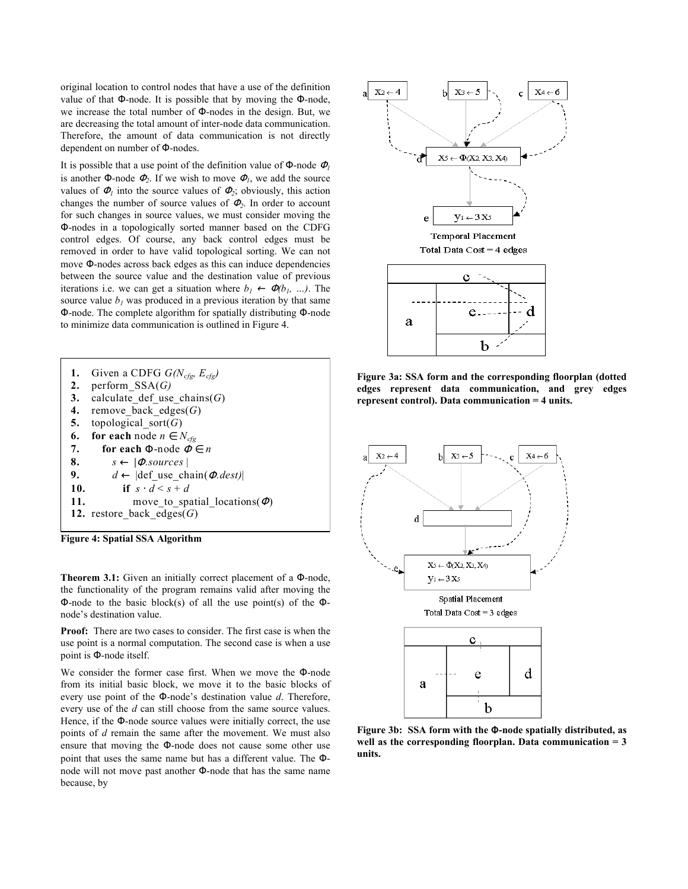original location to control nodes that have a use of the definition value of that Φ-node. It is possible that by moving the Φ-node, we increase the total number of Φ-nodes in the design. But, we are decreasing the total amount of inter-node data communication. Therefore, the amount of data communication is not directly dependent on number of Φ-nodes.

It is possible that a use point of the definition value of Φ-node $\Phi_1$ is another Φ-node $\Phi_2$. If we wish to move $\Phi_1$, we add the source values of $\Phi_1$ into the source values of $\Phi_2$; obviously, this action changes the number of source values of $\Phi_2$. In order to account for such changes in source values, we must consider moving the Φ-nodes in a topologically sorted manner based on the CDFG control edges. Of course, any back control edges must be removed in order to have valid topological sorting. We can not move Φ-nodes across back edges as this can induce dependencies between the source value and the destination value of previous iterations i.e. we can get a situation where $b_1 \leftarrow \Phi(b_1, \ldots)$. The source value $b_1$ was produced in a previous iteration by that same Φ-node. The complete algorithm for spatially distributing Φ-node to minimize data communication is outlined in Figure 4.

```
1.  Given a CDFG G(N_cfg, E_cfg)
2.  perform_SSA(G)
3.  calculate_def_use_chains(G)
4.  remove_back_edges(G)
5.  topological_sort(G)
6.  for each node n ∈ N_cfg
7.     for each Φ-node Φ ∈ n
8.        s ← |Φ.sources|
9.        d ← |def_use_chain(Φ.dest)|
10.       if s · d < s + d
11.          move_to_spatial_locations(Φ)
12. restore_back_edges(G)
```

**Figure 4: Spatial SSA Algorithm**

**Theorem 3.1:** Given an initially correct placement of a Φ-node, the functionality of the program remains valid after moving the Φ-node to the basic block(s) of all the use point(s) of the Φ-node's destination value.

**Proof:** There are two cases to consider. The first case is when the use point is a normal computation. The second case is when a use point is Φ-node itself.

We consider the former case first. When we move the Φ-node from its initial basic block, we move it to the basic blocks of every use point of the Φ-node's destination value *d*. Therefore, every use of the *d* can still choose from the same source values. Hence, if the Φ-node source values were initially correct, the use points of *d* remain the same after the movement. We must also ensure that moving the Φ-node does not cause some other use point that uses the same name but has a different value. The Φ-node will not move past another Φ-node that has the same name because, by

a: $x_2 \leftarrow 4$ | b: $x_3 \leftarrow 5$ | c: $x_4 \leftarrow 6$ | d: $x_5 \leftarrow \Phi(x_2, x_3, x_4)$ | e: $y_1 \leftarrow 3x_5$

Temporal Placement
Total Data Cost = 4 edges

**Figure 3a: SSA form and the corresponding floorplan (dotted edges represent data communication, and grey edges represent control). Data communication = 4 units.**

a: $x_2 \leftarrow 4$ | b: $x_3 \leftarrow 5$ | c: $x_4 \leftarrow 6$ | d | e: $x_5 \leftarrow \Phi(x_2, x_3, x_4)$, $y_1 \leftarrow 3x_5$

Spatial Placement
Total Data Cost = 3 edges

**Figure 3b: SSA form with the Φ-node spatially distributed, as well as the corresponding floorplan. Data communication = 3 units.**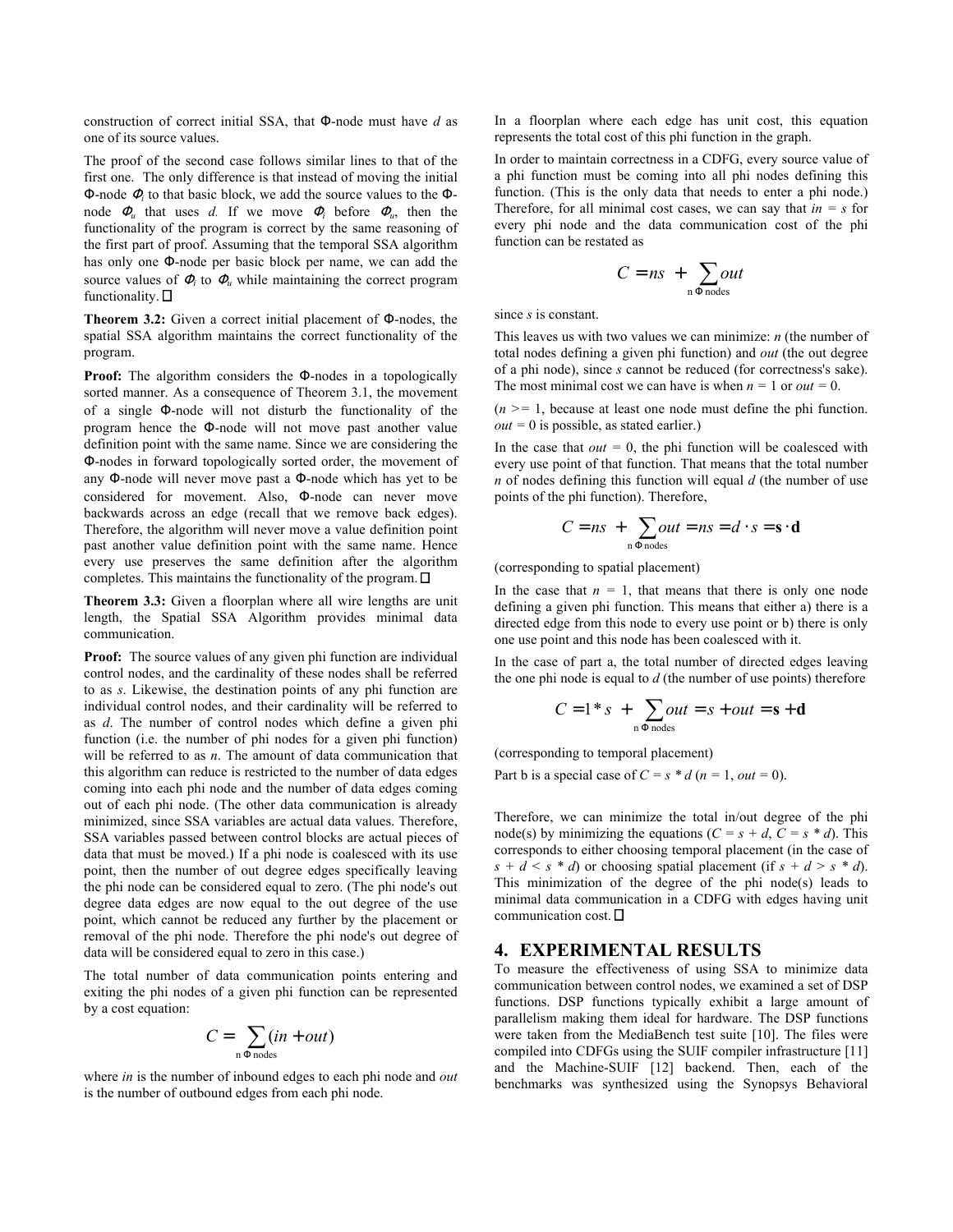construction of correct initial SSA, that Φ-node must have $d$ as one of its source values.

The proof of the second case follows similar lines to that of the first one. The only difference is that instead of moving the initial Φ-node $\Phi_i$ to that basic block, we add the source values to the Φ-node $\Phi_u$ that uses $d$. If we move $\Phi_i$ before $\Phi_u$, then the functionality of the program is correct by the same reasoning of the first part of proof. Assuming that the temporal SSA algorithm has only one Φ-node per basic block per name, we can add the source values of $\Phi_i$ to $\Phi_u$ while maintaining the correct program functionality. □

**Theorem 3.2:** Given a correct initial placement of Φ-nodes, the spatial SSA algorithm maintains the correct functionality of the program.

**Proof:** The algorithm considers the Φ-nodes in a topologically sorted manner. As a consequence of Theorem 3.1, the movement of a single Φ-node will not disturb the functionality of the program hence the Φ-node will not move past another value definition point with the same name. Since we are considering the Φ-nodes in forward topologically sorted order, the movement of any Φ-node will never move past a Φ-node which has yet to be considered for movement. Also, Φ-node can never move backwards across an edge (recall that we remove back edges). Therefore, the algorithm will never move a value definition point past another value definition point with the same name. Hence every use preserves the same definition after the algorithm completes. This maintains the functionality of the program. □

**Theorem 3.3:** Given a floorplan where all wire lengths are unit length, the Spatial SSA Algorithm provides minimal data communication.

**Proof:** The source values of any given phi function are individual control nodes, and the cardinality of these nodes shall be referred to as $s$. Likewise, the destination points of any phi function are individual control nodes, and their cardinality will be referred to as $d$. The number of control nodes which define a given phi function (i.e. the number of phi nodes for a given phi function) will be referred to as $n$. The amount of data communication that this algorithm can reduce is restricted to the number of data edges coming into each phi node and the number of data edges coming out of each phi node. (The other data communication is already minimized, since SSA variables are actual data values. Therefore, SSA variables passed between control blocks are actual pieces of data that must be moved.) If a phi node is coalesced with its use point, then the number of out degree edges specifically leaving the phi node can be considered equal to zero. (The phi node's out degree data edges are now equal to the out degree of the use point, which cannot be reduced any further by the placement or removal of the phi node. Therefore the phi node's out degree of data will be considered equal to zero in this case.)

The total number of data communication points entering and exiting the phi nodes of a given phi function can be represented by a cost equation:

$$C = \sum_{n\ \Phi\ \text{nodes}} (in + out)$$

where $in$ is the number of inbound edges to each phi node and $out$ is the number of outbound edges from each phi node.

In a floorplan where each edge has unit cost, this equation represents the total cost of this phi function in the graph.

In order to maintain correctness in a CDFG, every source value of a phi function must be coming into all phi nodes defining this function. (This is the only data that needs to enter a phi node.) Therefore, for all minimal cost cases, we can say that $in = s$ for every phi node and the data communication cost of the phi function can be restated as

$$C = ns + \sum_{n\ \Phi\ \text{nodes}} out$$

since $s$ is constant.

This leaves us with two values we can minimize: $n$ (the number of total nodes defining a given phi function) and $out$ (the out degree of a phi node), since $s$ cannot be reduced (for correctness's sake). The most minimal cost we can have is when $n = 1$ or $out = 0$.

($n >= 1$, because at least one node must define the phi function. $out = 0$ is possible, as stated earlier.)

In the case that $out = 0$, the phi function will be coalesced with every use point of that function. That means that the total number $n$ of nodes defining this function will equal $d$ (the number of use points of the phi function). Therefore,

$$C = ns + \sum_{n\ \Phi\ \text{nodes}} out = ns = d \cdot s = \mathbf{s} \cdot \mathbf{d}$$

(corresponding to spatial placement)

In the case that $n = 1$, that means that there is only one node defining a given phi function. This means that either a) there is a directed edge from this node to every use point or b) there is only one use point and this node has been coalesced with it.

In the case of part a, the total number of directed edges leaving the one phi node is equal to $d$ (the number of use points) therefore

$$C = 1 * s + \sum_{n\ \Phi\ \text{nodes}} out = s + out = \mathbf{s} + \mathbf{d}$$

(corresponding to temporal placement)

Part b is a special case of $C = s * d$ ($n = 1$, $out = 0$).

Therefore, we can minimize the total in/out degree of the phi node(s) by minimizing the equations ($C = s + d$, $C = s * d$). This corresponds to either choosing temporal placement (in the case of $s + d < s * d$) or choosing spatial placement (if $s + d > s * d$). This minimization of the degree of the phi node(s) leads to minimal data communication in a CDFG with edges having unit communication cost. □

## 4. EXPERIMENTAL RESULTS

To measure the effectiveness of using SSA to minimize data communication between control nodes, we examined a set of DSP functions. DSP functions typically exhibit a large amount of parallelism making them ideal for hardware. The DSP functions were taken from the MediaBench test suite [10]. The files were compiled into CDFGs using the SUIF compiler infrastructure [11] and the Machine-SUIF [12] backend. Then, each of the benchmarks was synthesized using the Synopsys Behavioral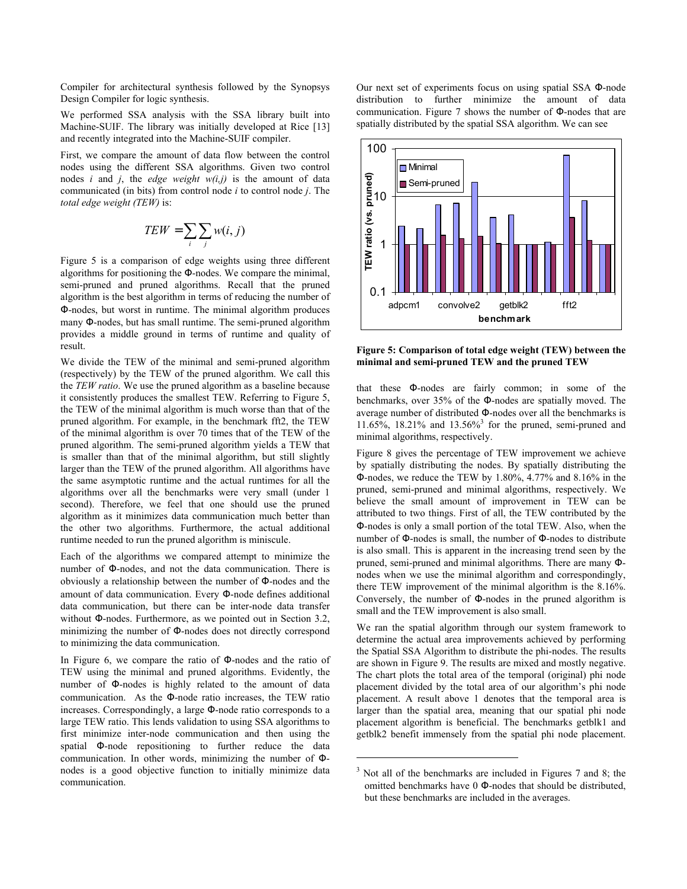Compiler for architectural synthesis followed by the Synopsys Design Compiler for logic synthesis.

We performed SSA analysis with the SSA library built into Machine-SUIF. The library was initially developed at Rice [13] and recently integrated into the Machine-SUIF compiler.

First, we compare the amount of data flow between the control nodes using the different SSA algorithms. Given two control nodes *i* and *j*, the *edge weight w(i,j)* is the amount of data communicated (in bits) from control node *i* to control node *j*. The *total edge weight (TEW)* is:

$$TEW = \sum_{i} \sum_{j} w(i,j)$$

Figure 5 is a comparison of edge weights using three different algorithms for positioning the Φ-nodes. We compare the minimal, semi-pruned and pruned algorithms. Recall that the pruned algorithm is the best algorithm in terms of reducing the number of Φ-nodes, but worst in runtime. The minimal algorithm produces many Φ-nodes, but has small runtime. The semi-pruned algorithm provides a middle ground in terms of runtime and quality of result.

We divide the TEW of the minimal and semi-pruned algorithm (respectively) by the TEW of the pruned algorithm. We call this the *TEW ratio*. We use the pruned algorithm as a baseline because it consistently produces the smallest TEW. Referring to Figure 5, the TEW of the minimal algorithm is much worse than that of the pruned algorithm. For example, in the benchmark fft2, the TEW of the minimal algorithm is over 70 times that of the TEW of the pruned algorithm. The semi-pruned algorithm yields a TEW that is smaller than that of the minimal algorithm, but still slightly larger than the TEW of the pruned algorithm. All algorithms have the same asymptotic runtime and the actual runtimes for all the algorithms over all the benchmarks were very small (under 1 second). Therefore, we feel that one should use the pruned algorithm as it minimizes data communication much better than the other two algorithms. Furthermore, the actual additional runtime needed to run the pruned algorithm is miniscule.

Each of the algorithms we compared attempt to minimize the number of Φ-nodes, and not the data communication. There is obviously a relationship between the number of Φ-nodes and the amount of data communication. Every Φ-node defines additional data communication, but there can be inter-node data transfer without Φ-nodes. Furthermore, as we pointed out in Section 3.2, minimizing the number of Φ-nodes does not directly correspond to minimizing the data communication.

In Figure 6, we compare the ratio of Φ-nodes and the ratio of TEW using the minimal and pruned algorithms. Evidently, the number of Φ-nodes is highly related to the amount of data communication. As the Φ-node ratio increases, the TEW ratio increases. Correspondingly, a large Φ-node ratio corresponds to a large TEW ratio. This lends validation to using SSA algorithms to first minimize inter-node communication and then using the spatial Φ-node repositioning to further reduce the data communication. In other words, minimizing the number of Φ-nodes is a good objective function to initially minimize data communication.

Our next set of experiments focus on using spatial SSA Φ-node distribution to further minimize the amount of data communication. Figure 7 shows the number of Φ-nodes that are spatially distributed by the spatial SSA algorithm. We can see that these Φ-nodes are fairly common; in some of the benchmarks, over 35% of the Φ-nodes are spatially moved. The average number of distributed Φ-nodes over all the benchmarks is 11.65%, 18.21% and 13.56%[3] for the pruned, semi-pruned and minimal algorithms, respectively.

**Figure 5: Comparison of total edge weight (TEW) between the minimal and semi-pruned TEW and the pruned TEW**

Figure 8 gives the percentage of TEW improvement we achieve by spatially distributing the nodes. By spatially distributing the Φ-nodes, we reduce the TEW by 1.80%, 4.77% and 8.16% in the pruned, semi-pruned and minimal algorithms, respectively. We believe the small amount of improvement in TEW can be attributed to two things. First of all, the TEW contributed by the Φ-nodes is only a small portion of the total TEW. Also, when the number of Φ-nodes is small, the number of Φ-nodes to distribute is also small. This is apparent in the increasing trend seen by the pruned, semi-pruned and minimal algorithms. There are many Φ-nodes when we use the minimal algorithm and correspondingly, there TEW improvement of the minimal algorithm is the 8.16%. Conversely, the number of Φ-nodes in the pruned algorithm is small and the TEW improvement is also small.

We ran the spatial algorithm through our system framework to determine the actual area improvements achieved by performing the Spatial SSA Algorithm to distribute the phi-nodes. The results are shown in Figure 9. The results are mixed and mostly negative. The chart plots the total area of the temporal (original) phi node placement divided by the total area of our algorithm's phi node placement. A result above 1 denotes that the temporal area is larger than the spatial area, meaning that our spatial phi node placement algorithm is beneficial. The benchmarks getblk1 and getblk2 benefit immensely from the spatial phi node placement.

[3] Not all of the benchmarks are included in Figures 7 and 8; the omitted benchmarks have 0 Φ-nodes that should be distributed, but these benchmarks are included in the averages.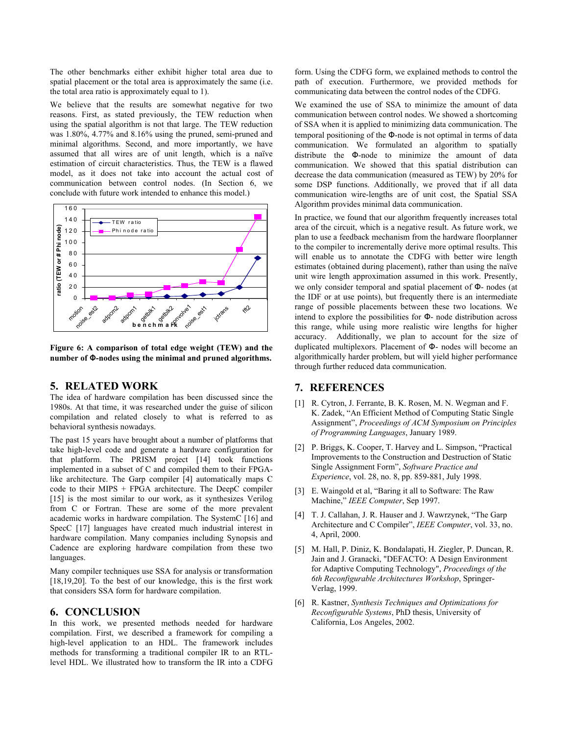The other benchmarks either exhibit higher total area due to spatial placement or the total area is approximately the same (i.e. the total area ratio is approximately equal to 1).

We believe that the results are somewhat negative for two reasons. First, as stated previously, the TEW reduction when using the spatial algorithm is not that large. The TEW reduction was 1.80%, 4.77% and 8.16% using the pruned, semi-pruned and minimal algorithms. Second, and more importantly, we have assumed that all wires are of unit length, which is a naïve estimation of circuit characteristics. Thus, the TEW is a flawed model, as it does not take into account the actual cost of communication between control nodes. (In Section 6, we conclude with future work intended to enhance this model.)

**Figure 6: A comparison of total edge weight (TEW) and the number of Φ-nodes using the minimal and pruned algorithms.**

## 5. RELATED WORK

The idea of hardware compilation has been discussed since the 1980s. At that time, it was researched under the guise of silicon compilation and related closely to what is referred to as behavioral synthesis nowadays.

The past 15 years have brought about a number of platforms that take high-level code and generate a hardware configuration for that platform. The PRISM project [14] took functions implemented in a subset of C and compiled them to their FPGA-like architecture. The Garp compiler [4] automatically maps C code to their MIPS + FPGA architecture. The DeepC compiler [15] is the most similar to our work, as it synthesizes Verilog from C or Fortran. These are some of the more prevalent academic works in hardware compilation. The SystemC [16] and SpecC [17] languages have created much industrial interest in hardware compilation. Many companies including Synopsis and Cadence are exploring hardware compilation from these two languages.

Many compiler techniques use SSA for analysis or transformation [18,19,20]. To the best of our knowledge, this is the first work that considers SSA form for hardware compilation.

## 6. CONCLUSION

In this work, we presented methods needed for hardware compilation. First, we described a framework for compiling a high-level application to an HDL. The framework includes methods for transforming a traditional compiler IR to an RTL-level HDL. We illustrated how to transform the IR into a CDFG form. Using the CDFG form, we explained methods to control the path of execution. Furthermore, we provided methods for communicating data between the control nodes of the CDFG.

We examined the use of SSA to minimize the amount of data communication between control nodes. We showed a shortcoming of SSA when it is applied to minimizing data communication. The temporal positioning of the Φ-node is not optimal in terms of data communication. We formulated an algorithm to spatially distribute the Φ-node to minimize the amount of data communication. We showed that this spatial distribution can decrease the data communication (measured as TEW) by 20% for some DSP functions. Additionally, we proved that if all data communication wire-lengths are of unit cost, the Spatial SSA Algorithm provides minimal data communication.

In practice, we found that our algorithm frequently increases total area of the circuit, which is a negative result. As future work, we plan to use a feedback mechanism from the hardware floorplanner to the compiler to incrementally derive more optimal results. This will enable us to annotate the CDFG with better wire length estimates (obtained during placement), rather than using the naïve unit wire length approximation assumed in this work. Presently, we only consider temporal and spatial placement of Φ- nodes (at the IDF or at use points), but frequently there is an intermediate range of possible placements between these two locations. We intend to explore the possibilities for Φ- node distribution across this range, while using more realistic wire lengths for higher accuracy. Additionally, we plan to account for the size of duplicated multiplexors. Placement of Φ- nodes will become an algorithmically harder problem, but will yield higher performance through further reduced data communication.

## 7. REFERENCES

[1] R. Cytron, J. Ferrante, B. K. Rosen, M. N. Wegman and F. K. Zadek, "An Efficient Method of Computing Static Single Assignment", *Proceedings of ACM Symposium on Principles of Programming Languages*, January 1989.

[2] P. Briggs, K. Cooper, T. Harvey and L. Simpson, "Practical Improvements to the Construction and Destruction of Static Single Assignment Form", *Software Practice and Experience*, vol. 28, no. 8, pp. 859-881, July 1998.

[3] E. Waingold et al, "Baring it all to Software: The Raw Machine," *IEEE Computer*, Sep 1997.

[4] T. J. Callahan, J. R. Hauser and J. Wawrzynek, "The Garp Architecture and C Compiler", *IEEE Computer*, vol. 33, no. 4, April, 2000.

[5] M. Hall, P. Diniz, K. Bondalapati, H. Ziegler, P. Duncan, R. Jain and J. Granacki, "DEFACTO: A Design Environment for Adaptive Computing Technology", *Proceedings of the 6th Reconfigurable Architectures Workshop*, Springer-Verlag, 1999.

[6] R. Kastner, *Synthesis Techniques and Optimizations for Reconfigurable Systems*, PhD thesis, University of California, Los Angeles, 2002.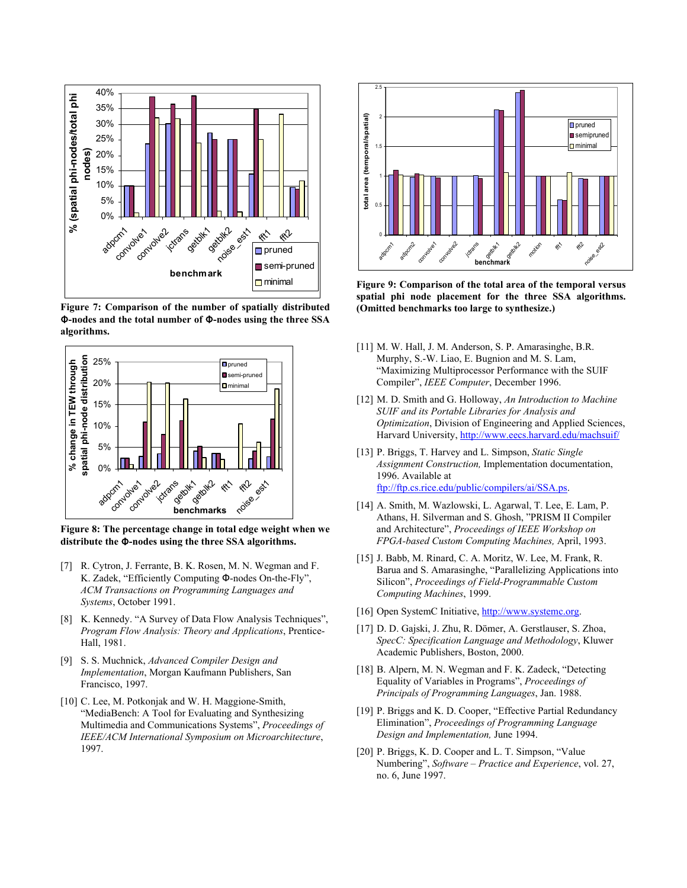% (spatial phi-nodes/total phi nodes)

40%
35%
30%
25%
20%
15%
10%
5%
0%

adpcm1
convolve1
convolve2
jctrans
getblk1
getblk2
noise_est1
fft1
fft2

benchmark

pruned
semi-pruned
minimal

**Figure 7: Comparison of the number of spatially distributed Φ-nodes and the total number of Φ-nodes using the three SSA algorithms.**

% change in TEW through spatial phi-node distribution

25%
20%
15%
10%
5%
0%

adpcm1
convolve1
convolve2
jctrans
getblk1
getblk2
fft1
fft2
noise_est1

benchmarks

pruned
semi-pruned
minimal

**Figure 8: The percentage change in total edge weight when we distribute the Φ-nodes using the three SSA algorithms.**

total area (temporal/spatial)

2.5
2
1.5
1
0.5
0

adpcm1
adpcm2
convolve1
convolve2
jctrans
getblk1
getblk2
motion
fft1
fft2
noise_est2

benchmark

pruned
semipruned
minimal

**Figure 9: Comparison of the total area of the temporal versus spatial phi node placement for the three SSA algorithms. (Omitted benchmarks too large to synthesize.)**

[7] R. Cytron, J. Ferrante, B. K. Rosen, M. N. Wegman and F. K. Zadek, "Efficiently Computing Φ-nodes On-the-Fly", *ACM Transactions on Programming Languages and Systems*, October 1991.

[8] K. Kennedy. "A Survey of Data Flow Analysis Techniques", *Program Flow Analysis: Theory and Applications*, Prentice-Hall, 1981.

[9] S. S. Muchnick, *Advanced Compiler Design and Implementation*, Morgan Kaufmann Publishers, San Francisco, 1997.

[10] C. Lee, M. Potkonjak and W. H. Maggione-Smith, "MediaBench: A Tool for Evaluating and Synthesizing Multimedia and Communications Systems", *Proceedings of IEEE/ACM International Symposium on Microarchitecture*, 1997.

[11] M. W. Hall, J. M. Anderson, S. P. Amarasinghe, B.R. Murphy, S.-W. Liao, E. Bugnion and M. S. Lam, "Maximizing Multiprocessor Performance with the SUIF Compiler", *IEEE Computer*, December 1996.

[12] M. D. Smith and G. Holloway, *An Introduction to Machine SUIF and its Portable Libraries for Analysis and Optimization*, Division of Engineering and Applied Sciences, Harvard University, http://www.eecs.harvard.edu/machsuif/

[13] P. Briggs, T. Harvey and L. Simpson, *Static Single Assignment Construction,* Implementation documentation, 1996. Available at ftp://ftp.cs.rice.edu/public/compilers/ai/SSA.ps.

[14] A. Smith, M. Wazlowski, L. Agarwal, T. Lee, E. Lam, P. Athans, H. Silverman and S. Ghosh, "PRISM II Compiler and Architecture", *Proceedings of IEEE Workshop on FPGA-based Custom Computing Machines,* April, 1993.

[15] J. Babb, M. Rinard, C. A. Moritz, W. Lee, M. Frank, R. Barua and S. Amarasinghe, "Parallelizing Applications into Silicon", *Proceedings of Field-Programmable Custom Computing Machines*, 1999.

[16] Open SystemC Initiative, http://www.systemc.org.

[17] D. D. Gajski, J. Zhu, R. Dömer, A. Gerstlauser, S. Zhoa, *SpecC: Specification Language and Methodology*, Kluwer Academic Publishers, Boston, 2000.

[18] B. Alpern, M. N. Wegman and F. K. Zadeck, "Detecting Equality of Variables in Programs", *Proceedings of Principals of Programming Languages*, Jan. 1988.

[19] P. Briggs and K. D. Cooper, "Effective Partial Redundancy Elimination", *Proceedings of Programming Language Design and Implementation,* June 1994.

[20] P. Briggs, K. D. Cooper and L. T. Simpson, "Value Numbering", *Software – Practice and Experience*, vol. 27, no. 6, June 1997.